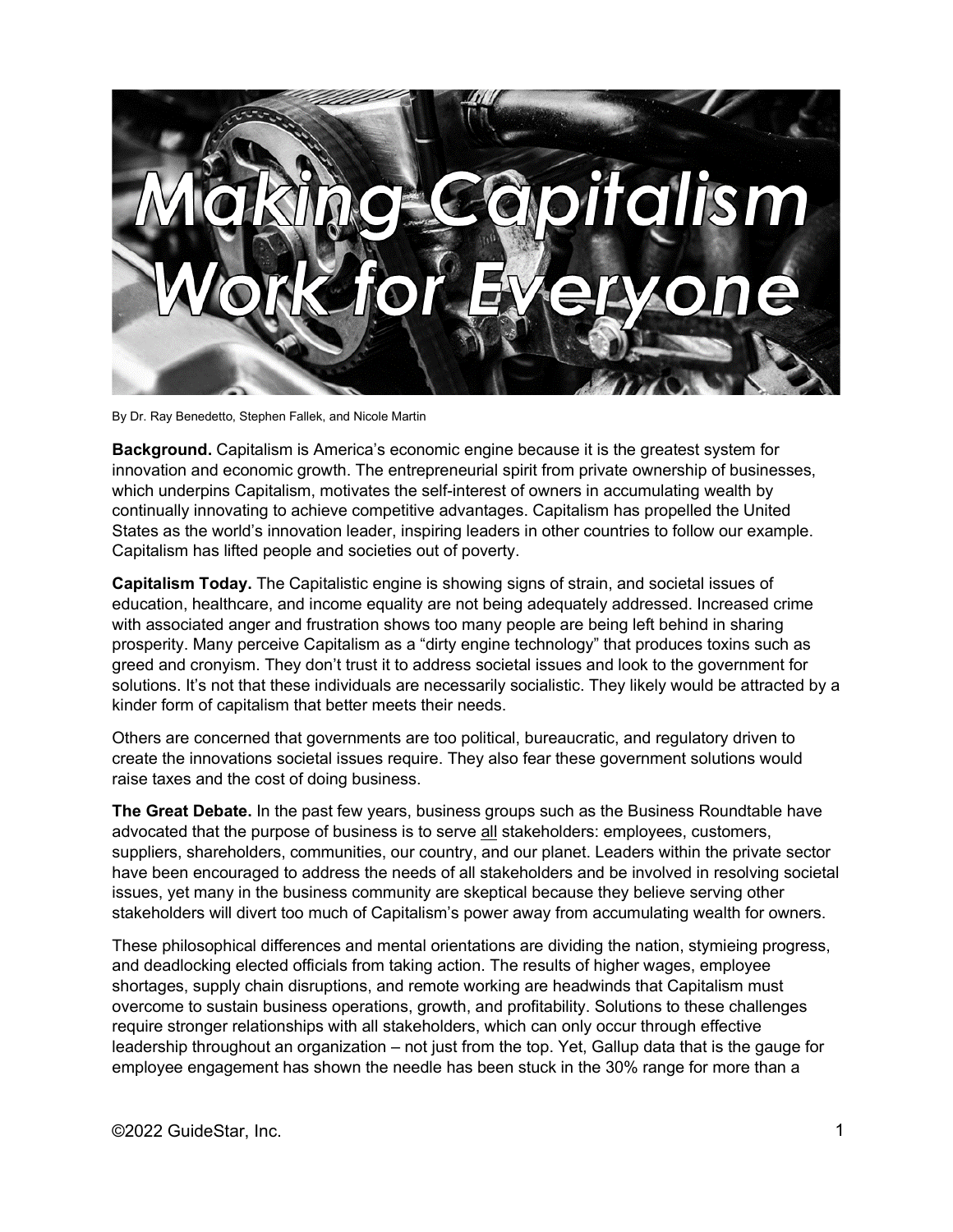# Making Capitalism Work for Everyone

By Dr. Ray Benedetto, Stephen Fallek, and Nicole Martin

**Background.** Capitalism is America's economic engine because it is the greatest system for innovation and economic growth. The entrepreneurial spirit from private ownership of businesses, which underpins Capitalism, motivates the self-interest of owners in accumulating wealth by continually innovating to achieve competitive advantages. Capitalism has propelled the United States as the world's innovation leader, inspiring leaders in other countries to follow our example. Capitalism has lifted people and societies out of poverty.

**Capitalism Today.** The Capitalistic engine is showing signs of strain, and societal issues of education, healthcare, and income equality are not being adequately addressed. Increased crime with associated anger and frustration shows too many people are being left behind in sharing prosperity. Many perceive Capitalism as a "dirty engine technology" that produces toxins such as greed and cronyism. They don't trust it to address societal issues and look to the government for solutions. It's not that these individuals are necessarily socialistic. They likely would be attracted by a kinder form of capitalism that better meets their needs.

Others are concerned that governments are too political, bureaucratic, and regulatory driven to create the innovations societal issues require. They also fear these government solutions would raise taxes and the cost of doing business.

**The Great Debate.** In the past few years, business groups such as the Business Roundtable have advocated that the purpose of business is to serve <u>all</u> stakeholders: employees, customers, suppliers, shareholders, communities, our country, and our planet. Leaders within the private sector have been encouraged to address the needs of all stakeholders and be involved in resolving societal issues, yet many in the business community are skeptical because they believe serving other stakeholders will divert too much of Capitalism's power away from accumulating wealth for owners.

These philosophical differences and mental orientations are dividing the nation, stymieing progress, and deadlocking elected officials from taking action. The results of higher wages, employee shortages, supply chain disruptions, and remote working are headwinds that Capitalism must overcome to sustain business operations, growth, and profitability. Solutions to these challenges require stronger relationships with all stakeholders, which can only occur through effective leadership throughout an organization – not just from the top. Yet, Gallup data that is the gauge for employee engagement has shown the needle has been stuck in the 30% range for more than a

©2022 GuideStar, Inc.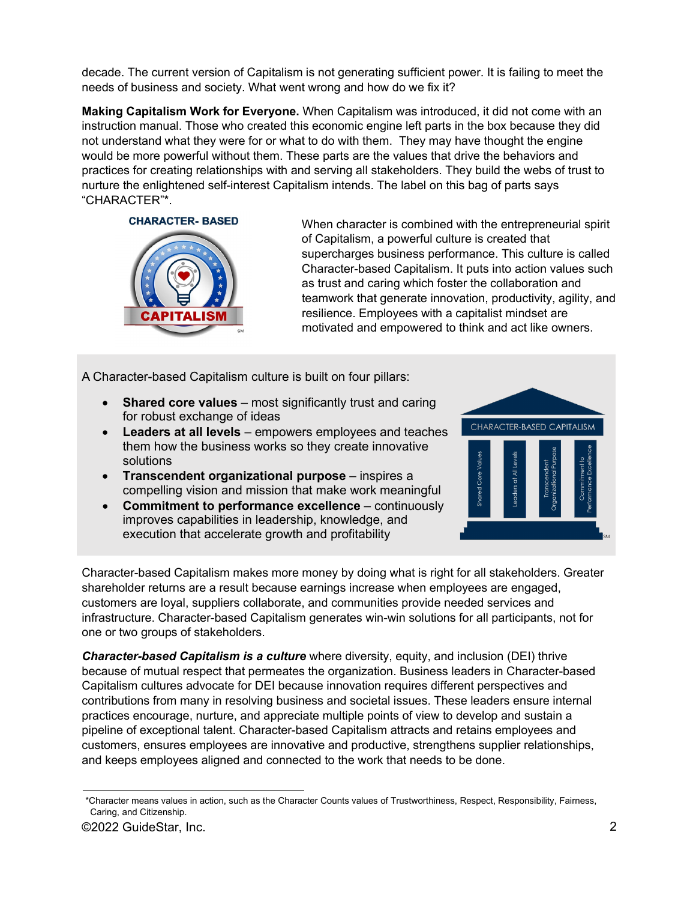decade. The current version of Capitalism is not generating sufficient power. It is failing to meet the needs of business and society. What went wrong and how do we fix it?

**Making Capitalism Work for Everyone.** When Capitalism was introduced, it did not come with an instruction manual. Those who created this economic engine left parts in the box because they did not understand what they were for or what to do with them. They may have thought the engine would be more powerful without them. These parts are the values that drive the behaviors and practices for creating relationships with and serving all stakeholders. They build the webs of trust to nurture the enlightened self-interest Capitalism intends. The label on this bag of parts says "CHARACTER"*.

When character is combined with the entrepreneurial spirit of Capitalism, a powerful culture is created that supercharges business performance. This culture is called Character-based Capitalism. It puts into action values such as trust and caring which foster the collaboration and teamwork that generate innovation, productivity, agility, and resilience. Employees with a capitalist mindset are motivated and empowered to think and act like owners.

A Character-based Capitalism culture is built on four pillars:

- **Shared core values** – most significantly trust and caring for robust exchange of ideas
- **Leaders at all levels** – empowers employees and teaches them how the business works so they create innovative solutions
- **Transcendent organizational purpose** – inspires a compelling vision and mission that make work meaningful
- **Commitment to performance excellence** – continuously improves capabilities in leadership, knowledge, and execution that accelerate growth and profitability

Character-based Capitalism makes more money by doing what is right for all stakeholders. Greater shareholder returns are a result because earnings increase when employees are engaged, customers are loyal, suppliers collaborate, and communities provide needed services and infrastructure. Character-based Capitalism generates win-win solutions for all participants, not for one or two groups of stakeholders.

***Character-based Capitalism is a culture*** where diversity, equity, and inclusion (DEI) thrive because of mutual respect that permeates the organization. Business leaders in Character-based Capitalism cultures advocate for DEI because innovation requires different perspectives and contributions from many in resolving business and societal issues. These leaders ensure internal practices encourage, nurture, and appreciate multiple points of view to develop and sustain a pipeline of exceptional talent. Character-based Capitalism attracts and retains employees and customers, ensures employees are innovative and productive, strengthens supplier relationships, and keeps employees aligned and connected to the work that needs to be done.

*Character means values in action, such as the Character Counts values of Trustworthiness, Respect, Responsibility, Fairness, Caring, and Citizenship.

©2022 GuideStar, Inc.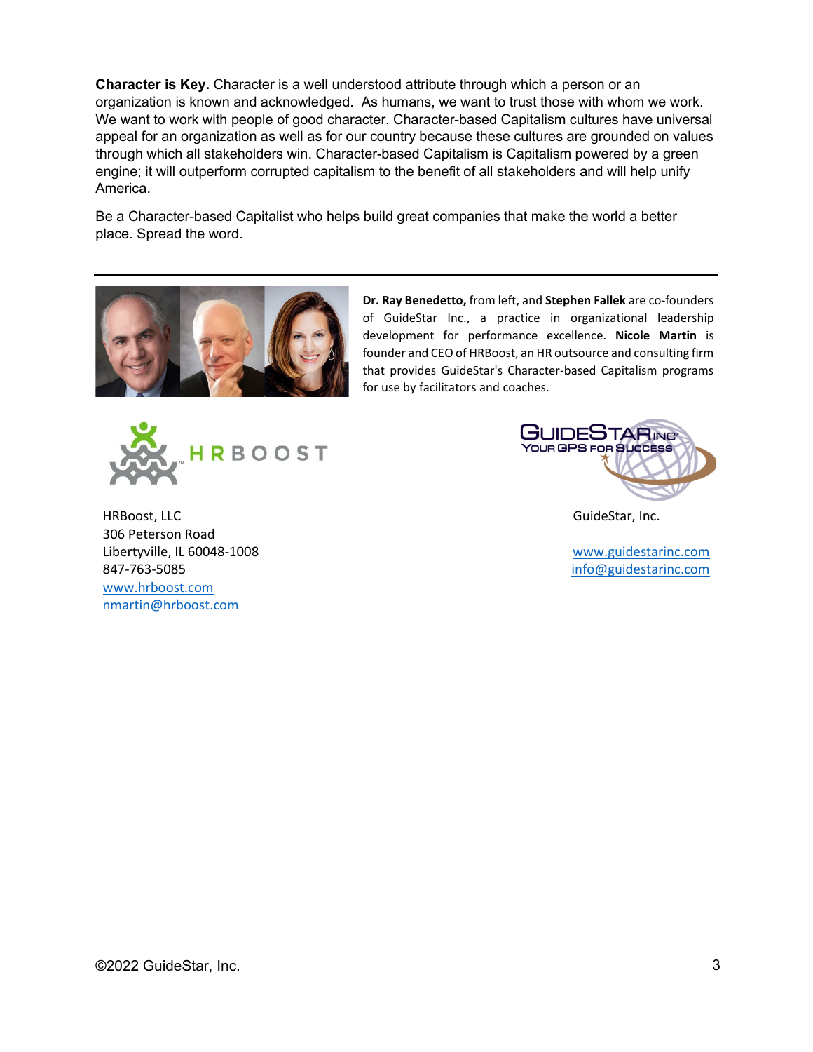**Character is Key.** Character is a well understood attribute through which a person or an organization is known and acknowledged. As humans, we want to trust those with whom we work. We want to work with people of good character. Character-based Capitalism cultures have universal appeal for an organization as well as for our country because these cultures are grounded on values through which all stakeholders win. Character-based Capitalism is Capitalism powered by a green engine; it will outperform corrupted capitalism to the benefit of all stakeholders and will help unify America.

Be a Character-based Capitalist who helps build great companies that make the world a better place. Spread the word.

---

**Dr. Ray Benedetto,** from left, and **Stephen Fallek** are co-founders of GuideStar Inc., a practice in organizational leadership development for performance excellence. **Nicole Martin** is founder and CEO of HRBoost, an HR outsource and consulting firm that provides GuideStar's Character-based Capitalism programs for use by facilitators and coaches.

HRBoost, LLC
306 Peterson Road
Libertyville, IL 60048-1008
847-763-5085
www.hrboost.com
nmartin@hrboost.com

GuideStar, Inc.

www.guidestarinc.com
info@guidestarinc.com

©2022 GuideStar, Inc.